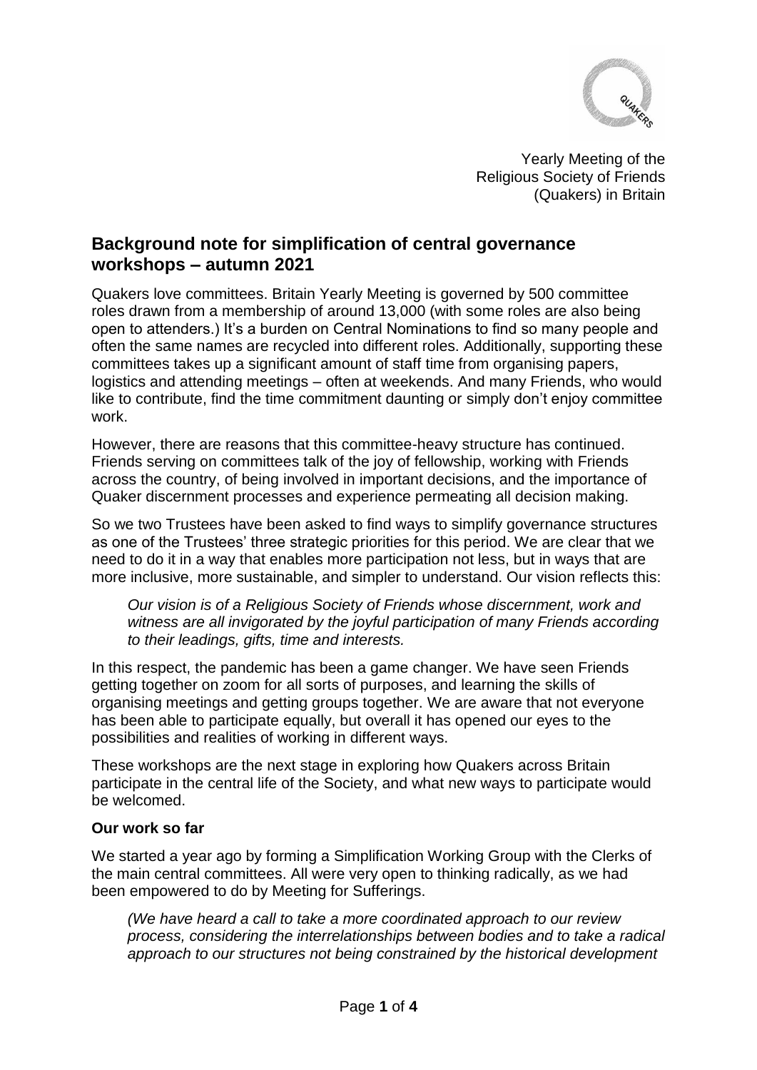Yearly Meeting of the
Religious Society of Friends
(Quakers) in Britain

## Background note for simplification of central governance workshops – autumn 2021

Quakers love committees. Britain Yearly Meeting is governed by 500 committee roles drawn from a membership of around 13,000 (with some roles are also being open to attenders.) It's a burden on Central Nominations to find so many people and often the same names are recycled into different roles. Additionally, supporting these committees takes up a significant amount of staff time from organising papers, logistics and attending meetings – often at weekends. And many Friends, who would like to contribute, find the time commitment daunting or simply don't enjoy committee work.

However, there are reasons that this committee-heavy structure has continued. Friends serving on committees talk of the joy of fellowship, working with Friends across the country, of being involved in important decisions, and the importance of Quaker discernment processes and experience permeating all decision making.

So we two Trustees have been asked to find ways to simplify governance structures as one of the Trustees' three strategic priorities for this period. We are clear that we need to do it in a way that enables more participation not less, but in ways that are more inclusive, more sustainable, and simpler to understand. Our vision reflects this:

> *Our vision is of a Religious Society of Friends whose discernment, work and witness are all invigorated by the joyful participation of many Friends according to their leadings, gifts, time and interests.*

In this respect, the pandemic has been a game changer. We have seen Friends getting together on zoom for all sorts of purposes, and learning the skills of organising meetings and getting groups together. We are aware that not everyone has been able to participate equally, but overall it has opened our eyes to the possibilities and realities of working in different ways.

These workshops are the next stage in exploring how Quakers across Britain participate in the central life of the Society, and what new ways to participate would be welcomed.

**Our work so far**

We started a year ago by forming a Simplification Working Group with the Clerks of the main central committees. All were very open to thinking radically, as we had been empowered to do by Meeting for Sufferings.

> *(We have heard a call to take a more coordinated approach to our review process, considering the interrelationships between bodies and to take a radical approach to our structures not being constrained by the historical development*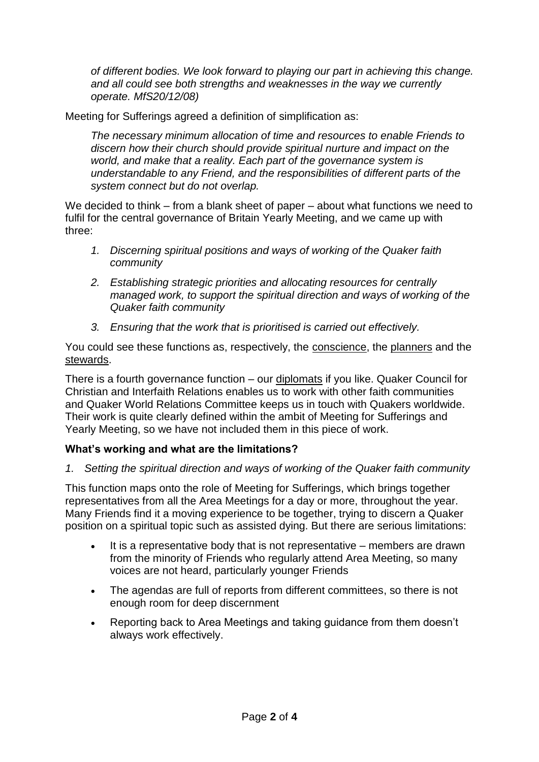*of different bodies. We look forward to playing our part in achieving this change. and all could see both strengths and weaknesses in the way we currently operate. MfS20/12/08)*

Meeting for Sufferings agreed a definition of simplification as:

> *The necessary minimum allocation of time and resources to enable Friends to discern how their church should provide spiritual nurture and impact on the world, and make that a reality. Each part of the governance system is understandable to any Friend, and the responsibilities of different parts of the system connect but do not overlap.*

We decided to think – from a blank sheet of paper – about what functions we need to fulfil for the central governance of Britain Yearly Meeting, and we came up with three:

1. *Discerning spiritual positions and ways of working of the Quaker faith community*
2. *Establishing strategic priorities and allocating resources for centrally managed work, to support the spiritual direction and ways of working of the Quaker faith community*
3. *Ensuring that the work that is prioritised is carried out effectively.*

You could see these functions as, respectively, the <u>conscience</u>, the <u>planners</u> and the <u>stewards</u>.

There is a fourth governance function – our <u>diplomats</u> if you like. Quaker Council for Christian and Interfaith Relations enables us to work with other faith communities and Quaker World Relations Committee keeps us in touch with Quakers worldwide. Their work is quite clearly defined within the ambit of Meeting for Sufferings and Yearly Meeting, so we have not included them in this piece of work.

**What's working and what are the limitations?**

*1. Setting the spiritual direction and ways of working of the Quaker faith community*

This function maps onto the role of Meeting for Sufferings, which brings together representatives from all the Area Meetings for a day or more, throughout the year. Many Friends find it a moving experience to be together, trying to discern a Quaker position on a spiritual topic such as assisted dying. But there are serious limitations:

- It is a representative body that is not representative – members are drawn from the minority of Friends who regularly attend Area Meeting, so many voices are not heard, particularly younger Friends
- The agendas are full of reports from different committees, so there is not enough room for deep discernment
- Reporting back to Area Meetings and taking guidance from them doesn't always work effectively.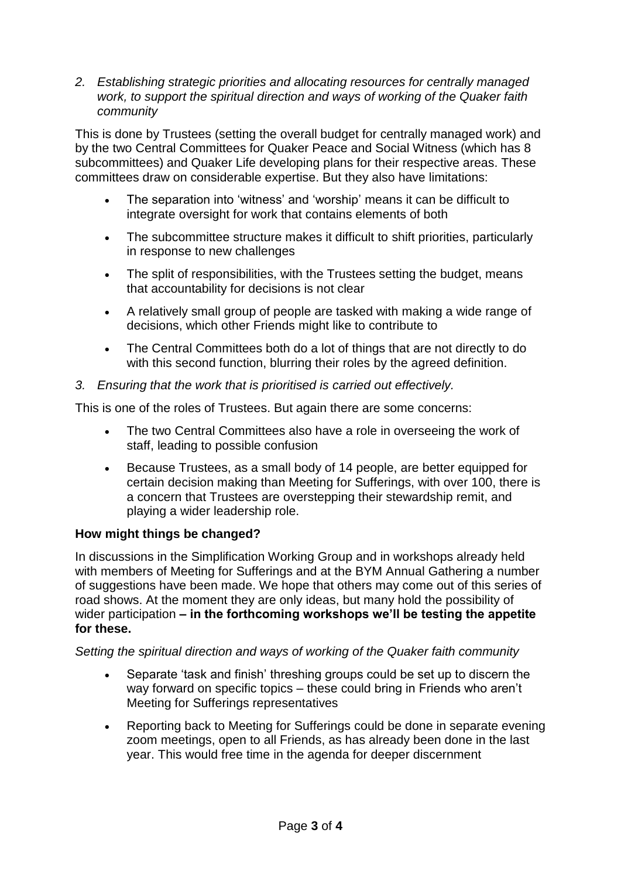*2. Establishing strategic priorities and allocating resources for centrally managed work, to support the spiritual direction and ways of working of the Quaker faith community*

This is done by Trustees (setting the overall budget for centrally managed work) and by the two Central Committees for Quaker Peace and Social Witness (which has 8 subcommittees) and Quaker Life developing plans for their respective areas. These committees draw on considerable expertise. But they also have limitations:

- The separation into 'witness' and 'worship' means it can be difficult to integrate oversight for work that contains elements of both
- The subcommittee structure makes it difficult to shift priorities, particularly in response to new challenges
- The split of responsibilities, with the Trustees setting the budget, means that accountability for decisions is not clear
- A relatively small group of people are tasked with making a wide range of decisions, which other Friends might like to contribute to
- The Central Committees both do a lot of things that are not directly to do with this second function, blurring their roles by the agreed definition.

*3. Ensuring that the work that is prioritised is carried out effectively.*

This is one of the roles of Trustees. But again there are some concerns:

- The two Central Committees also have a role in overseeing the work of staff, leading to possible confusion
- Because Trustees, as a small body of 14 people, are better equipped for certain decision making than Meeting for Sufferings, with over 100, there is a concern that Trustees are overstepping their stewardship remit, and playing a wider leadership role.

**How might things be changed?**

In discussions in the Simplification Working Group and in workshops already held with members of Meeting for Sufferings and at the BYM Annual Gathering a number of suggestions have been made. We hope that others may come out of this series of road shows. At the moment they are only ideas, but many hold the possibility of wider participation **– in the forthcoming workshops we'll be testing the appetite for these.**

*Setting the spiritual direction and ways of working of the Quaker faith community*

- Separate 'task and finish' threshing groups could be set up to discern the way forward on specific topics – these could bring in Friends who aren't Meeting for Sufferings representatives
- Reporting back to Meeting for Sufferings could be done in separate evening zoom meetings, open to all Friends, as has already been done in the last year. This would free time in the agenda for deeper discernment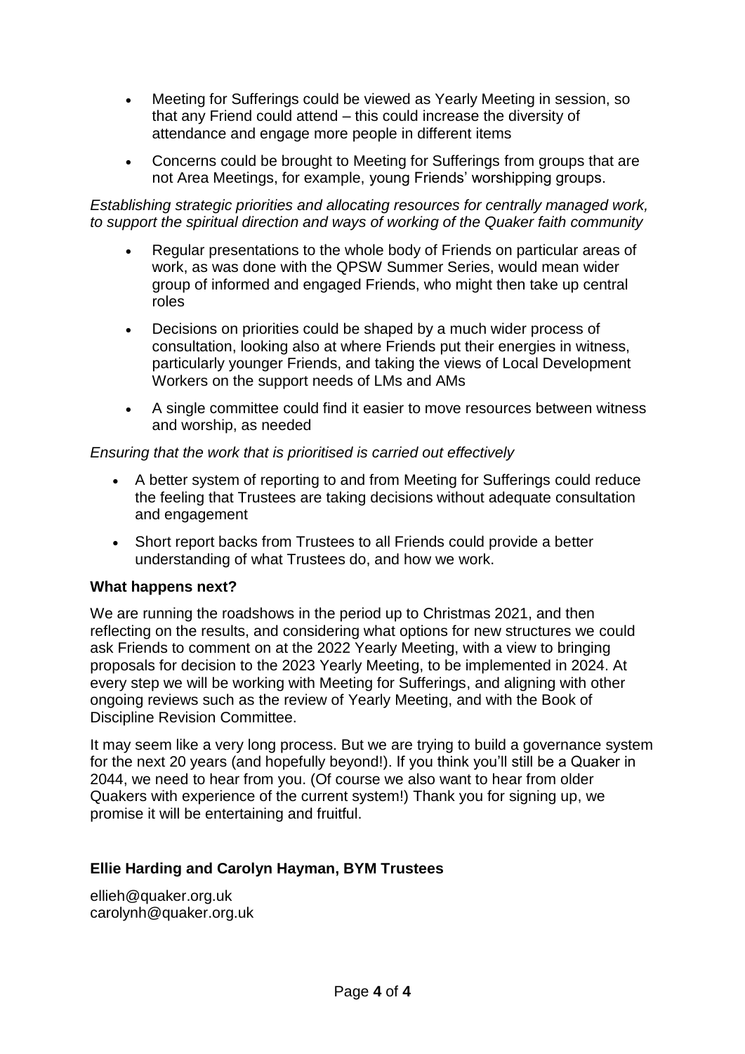- Meeting for Sufferings could be viewed as Yearly Meeting in session, so that any Friend could attend – this could increase the diversity of attendance and engage more people in different items
- Concerns could be brought to Meeting for Sufferings from groups that are not Area Meetings, for example, young Friends' worshipping groups.

*Establishing strategic priorities and allocating resources for centrally managed work, to support the spiritual direction and ways of working of the Quaker faith community*

- Regular presentations to the whole body of Friends on particular areas of work, as was done with the QPSW Summer Series, would mean wider group of informed and engaged Friends, who might then take up central roles
- Decisions on priorities could be shaped by a much wider process of consultation, looking also at where Friends put their energies in witness, particularly younger Friends, and taking the views of Local Development Workers on the support needs of LMs and AMs
- A single committee could find it easier to move resources between witness and worship, as needed

*Ensuring that the work that is prioritised is carried out effectively*

- A better system of reporting to and from Meeting for Sufferings could reduce the feeling that Trustees are taking decisions without adequate consultation and engagement
- Short report backs from Trustees to all Friends could provide a better understanding of what Trustees do, and how we work.

**What happens next?**

We are running the roadshows in the period up to Christmas 2021, and then reflecting on the results, and considering what options for new structures we could ask Friends to comment on at the 2022 Yearly Meeting, with a view to bringing proposals for decision to the 2023 Yearly Meeting, to be implemented in 2024. At every step we will be working with Meeting for Sufferings, and aligning with other ongoing reviews such as the review of Yearly Meeting, and with the Book of Discipline Revision Committee.

It may seem like a very long process. But we are trying to build a governance system for the next 20 years (and hopefully beyond!). If you think you'll still be a Quaker in 2044, we need to hear from you. (Of course we also want to hear from older Quakers with experience of the current system!) Thank you for signing up, we promise it will be entertaining and fruitful.

**Ellie Harding and Carolyn Hayman, BYM Trustees**

ellieh@quaker.org.uk
carolynh@quaker.org.uk